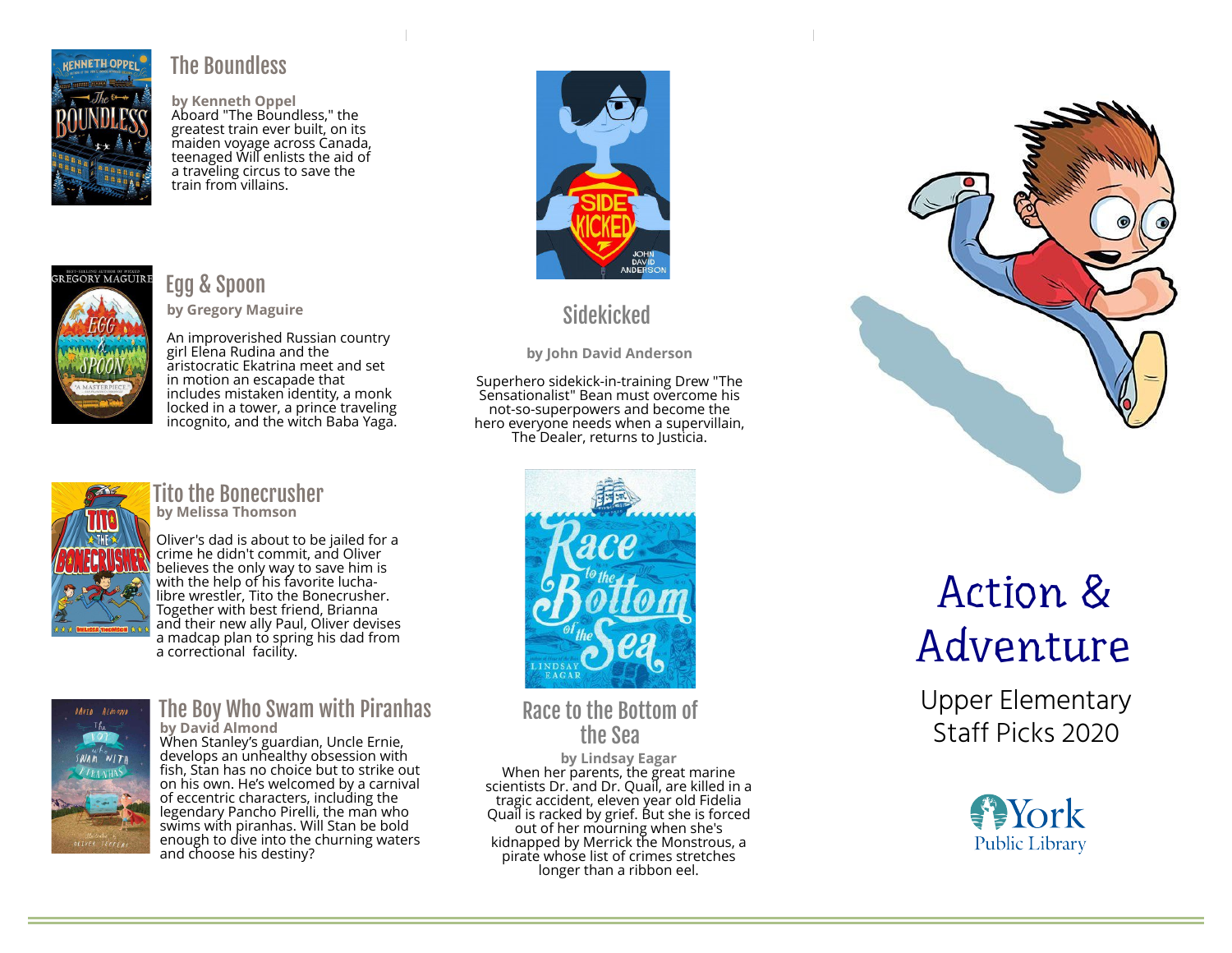## The Boundless

**by Kenneth Oppel**

Aboard "The Boundless," the greatest train ever built, on its maiden voyage across Canada, teenaged Will enlists the aid of a traveling circus to save the train from villains.

## Egg & Spoon

**by Gregory Maguire**

An improverished Russian country girl Elena Rudina and the aristocratic Ekatrina meet and set in motion an escapade that includes mistaken identity, a monk locked in a tower, a prince traveling incognito, and the witch Baba Yaga.

## Tito the Bonecrusher

**by Melissa Thomson**

Oliver's dad is about to be jailed for a crime he didn't commit, and Oliver believes the only way to save him is with the help of his favorite lucha-libre wrestler, Tito the Bonecrusher. Together with best friend, Brianna and their new ally Paul, Oliver devises a madcap plan to spring his dad from a correctional facility.

## The Boy Who Swam with Piranhas

**by David Almond**

When Stanley's guardian, Uncle Ernie, develops an unhealthy obsession with fish, Stan has no choice but to strike out on his own. He's welcomed by a carnival of eccentric characters, including the legendary Pancho Pirelli, the man who swims with piranhas. Will Stan be bold enough to dive into the churning waters and choose his destiny?

## Sidekicked

**by John David Anderson**

Superhero sidekick-in-training Drew "The Sensationalist" Bean must overcome his not-so-superpowers and become the hero everyone needs when a supervillain, The Dealer, returns to Justicia.

## Race to the Bottom of the Sea

**by Lindsay Eagar**

When her parents, the great marine scientists Dr. and Dr. Quail, are killed in a tragic accident, eleven year old Fidelia Quail is racked by grief. But she is forced out of her mourning when she's kidnapped by Merrick the Monstrous, a pirate whose list of crimes stretches longer than a ribbon eel.

# Action & Adventure

Upper Elementary Staff Picks 2020

York Public Library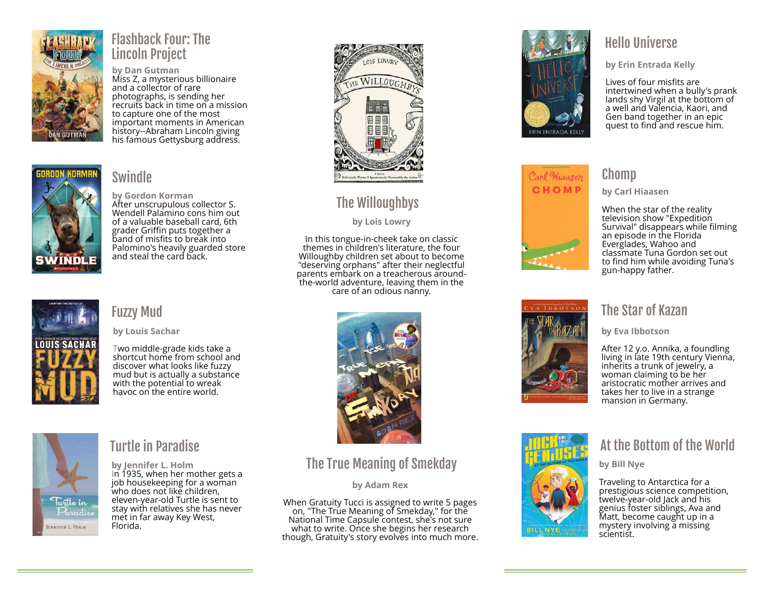## Flashback Four: The Lincoln Project

**by Dan Gutman**

Miss Z, a mysterious billionaire and a collector of rare photographs, is sending her recruits back in time on a mission to capture one of the most important moments in American history--Abraham Lincoln giving his famous Gettysburg address.

## Swindle

**by Gordon Korman**

After unscrupulous collector S. Wendell Palamino cons him out of a valuable baseball card, 6th grader Griffin puts together a band of misfits to break into Palomino's heavily guarded store and steal the card back.

## Fuzzy Mud

**by Louis Sachar**

Two middle-grade kids take a shortcut home from school and discover what looks like fuzzy mud but is actually a substance with the potential to wreak havoc on the entire world.

## Turtle in Paradise

**by Jennifer L. Holm**

In 1935, when her mother gets a job housekeeping for a woman who does not like children, eleven-year-old Turtle is sent to stay with relatives she has never met in far away Key West, Florida.

## The Willoughbys

**by Lois Lowry**

In this tongue-in-cheek take on classic themes in children's literature, the four Willoughby children set about to become "deserving orphans" after their neglectful parents embark on a treacherous around-the-world adventure, leaving them in the care of an odious nanny.

## The True Meaning of Smekday

**by Adam Rex**

When Gratuity Tucci is assigned to write 5 pages on, "The True Meaning of Smekday," for the National Time Capsule contest, she's not sure what to write. Once she begins her research though, Gratuity's story evolves into much more.

## Hello Universe

**by Erin Entrada Kelly**

Lives of four misfits are intertwined when a bully's prank lands shy Virgil at the bottom of a well and Valencia, Kaori, and Gen band together in an epic quest to find and rescue him.

## Chomp

**by Carl Hiaasen**

When the star of the reality television show "Expedition Survival" disappears while filming an episode in the Florida Everglades, Wahoo and classmate Tuna Gordon set out to find him while avoiding Tuna's gun-happy father.

## The Star of Kazan

**by Eva Ibbotson**

After 12 y.o. Annika, a foundling living in late 19th century Vienna, inherits a trunk of jewelry, a woman claiming to be her aristocratic mother arrives and takes her to live in a strange mansion in Germany.

## At the Bottom of the World

**by Bill Nye**

Traveling to Antarctica for a prestigious science competition, twelve-year-old Jack and his genius foster siblings, Ava and Matt, become caught up in a mystery involving a missing scientist.